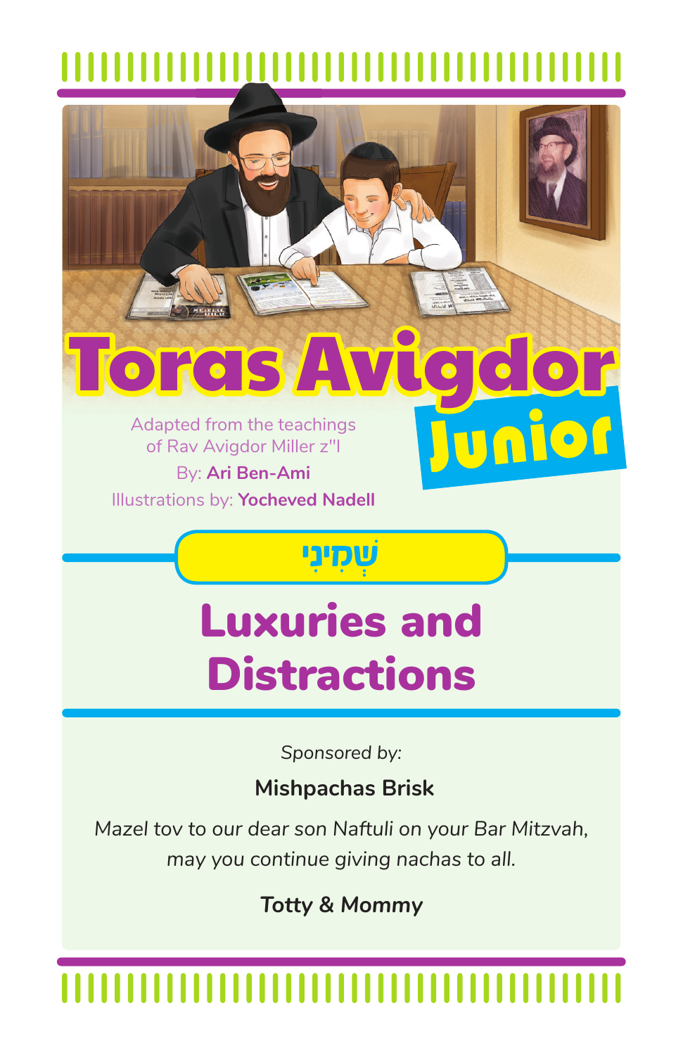# Toras Avigdor Junior

Adapted from the teachings of Rav Avigdor Miller z"l

By: **Ari Ben-Ami**

Illustrations by: **Yocheved Nadell**

## שְׁמִינִי

# Luxuries and Distractions

*Sponsored by:*

**Mishpachas Brisk**

*Mazel tov to our dear son Naftuli on your Bar Mitzvah, may you continue giving nachas to all.*

**Totty & Mommy**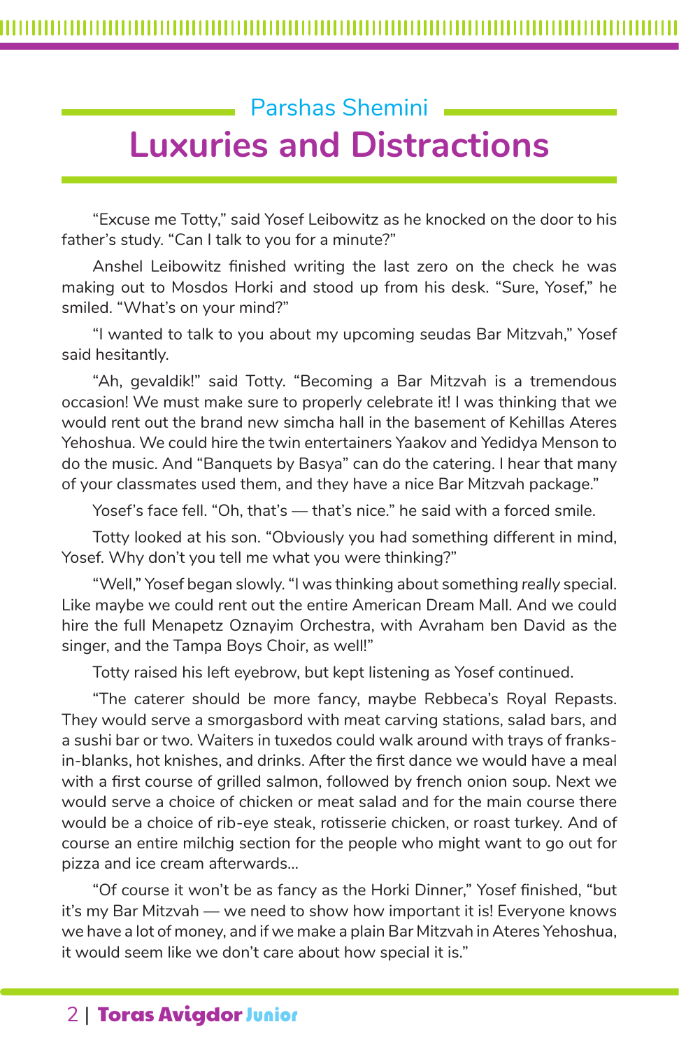## Parshas Shemini

# Luxuries and Distractions

"Excuse me Totty," said Yosef Leibowitz as he knocked on the door to his father's study. "Can I talk to you for a minute?"

Anshel Leibowitz finished writing the last zero on the check he was making out to Mosdos Horki and stood up from his desk. "Sure, Yosef," he smiled. "What's on your mind?"

"I wanted to talk to you about my upcoming seudas Bar Mitzvah," Yosef said hesitantly.

"Ah, gevaldik!" said Totty. "Becoming a Bar Mitzvah is a tremendous occasion! We must make sure to properly celebrate it! I was thinking that we would rent out the brand new simcha hall in the basement of Kehillas Ateres Yehoshua. We could hire the twin entertainers Yaakov and Yedidya Menson to do the music. And "Banquets by Basya" can do the catering. I hear that many of your classmates used them, and they have a nice Bar Mitzvah package."

Yosef's face fell. "Oh, that's — that's nice." he said with a forced smile.

Totty looked at his son. "Obviously you had something different in mind, Yosef. Why don't you tell me what you were thinking?"

"Well," Yosef began slowly. "I was thinking about something *really* special. Like maybe we could rent out the entire American Dream Mall. And we could hire the full Menapetz Oznayim Orchestra, with Avraham ben David as the singer, and the Tampa Boys Choir, as well!"

Totty raised his left eyebrow, but kept listening as Yosef continued.

"The caterer should be more fancy, maybe Rebbeca's Royal Repasts. They would serve a smorgasbord with meat carving stations, salad bars, and a sushi bar or two. Waiters in tuxedos could walk around with trays of franks-in-blanks, hot knishes, and drinks. After the first dance we would have a meal with a first course of grilled salmon, followed by french onion soup. Next we would serve a choice of chicken or meat salad and for the main course there would be a choice of rib-eye steak, rotisserie chicken, or roast turkey. And of course an entire milchig section for the people who might want to go out for pizza and ice cream afterwards...

"Of course it won't be as fancy as the Horki Dinner," Yosef finished, "but it's my Bar Mitzvah — we need to show how important it is! Everyone knows we have a lot of money, and if we make a plain Bar Mitzvah in Ateres Yehoshua, it would seem like we don't care about how special it is."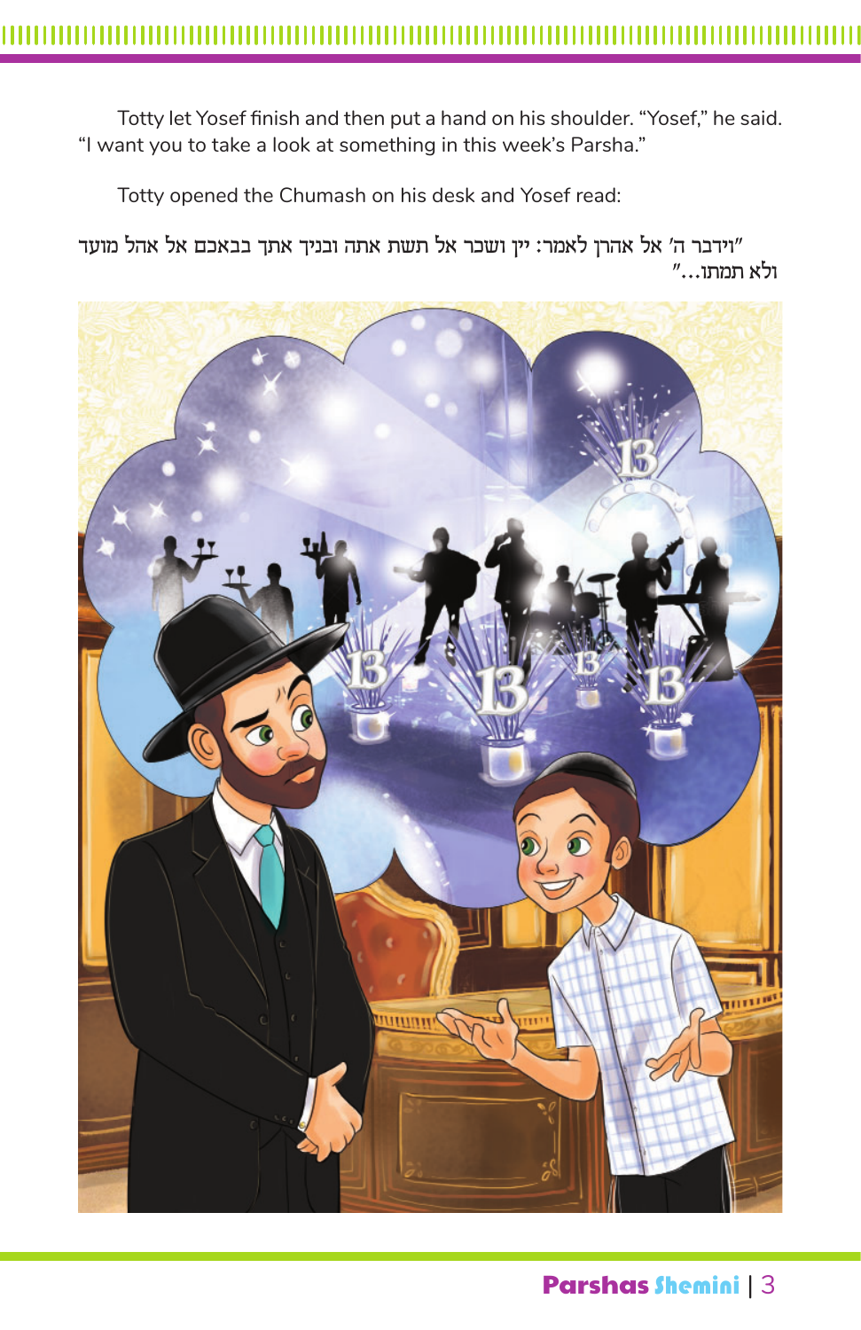Totty let Yosef finish and then put a hand on his shoulder. “Yosef,” he said. “I want you to take a look at something in this week’s Parsha.”

Totty opened the Chumash on his desk and Yosef read:

”וידבר ה׳ אל אהרן לאמר: יין ושכר אל תשת אתה ובניך אתך בבאכם אל אהל מועד ולא תמתו...”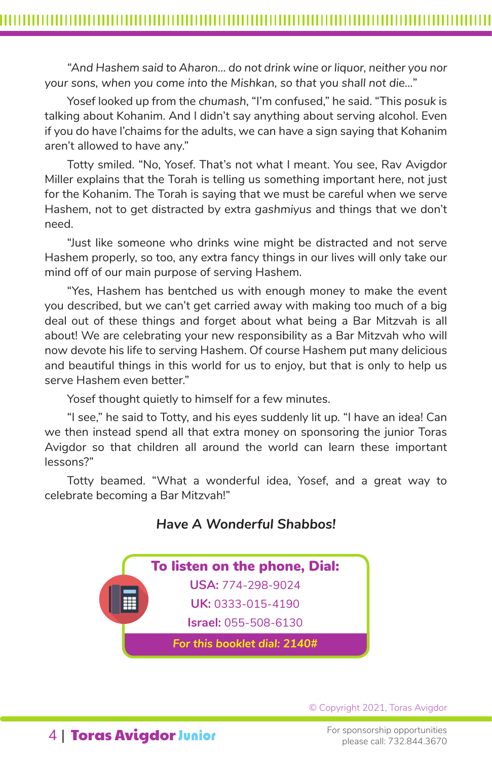*"And Hashem said to Aharon... do not drink wine or liquor, neither you nor your sons, when you come into the Mishkan, so that you shall not die..."*

Yosef looked up from the *chumash*, "I'm confused," he said. "This *posuk* is talking about Kohanim. And I didn't say anything about serving alcohol. Even if you do have l'chaims for the adults, we can have a sign saying that Kohanim aren't allowed to have any."

Totty smiled. "No, Yosef. That's not what I meant. You see, Rav Avigdor Miller explains that the Torah is telling us something important here, not just for the Kohanim. The Torah is saying that we must be careful when we serve Hashem, not to get distracted by extra *gashmiyus* and things that we don't need.

"Just like someone who drinks wine might be distracted and not serve Hashem properly, so too, any extra fancy things in our lives will only take our mind off of our main purpose of serving Hashem.

"Yes, Hashem has bentched us with enough money to make the event you described, but we can't get carried away with making too much of a big deal out of these things and forget about what being a Bar Mitzvah is all about! We are celebrating your new responsibility as a Bar Mitzvah who will now devote his life to serving Hashem. Of course Hashem put many delicious and beautiful things in this world for us to enjoy, but that is only to help us serve Hashem even better."

Yosef thought quietly to himself for a few minutes.

"I see," he said to Totty, and his eyes suddenly lit up. "I have an idea! Can we then instead spend all that extra money on sponsoring the junior Toras Avigdor so that children all around the world can learn these important lessons?"

Totty beamed. "What a wonderful idea, Yosef, and a great way to celebrate becoming a Bar Mitzvah!"

***Have A Wonderful Shabbos!***

**To listen on the phone, Dial:**

**USA:** 774-298-9024

**UK:** 0333-015-4190

**Israel:** 055-508-6130

***For this booklet dial: 2140#***

© Copyright 2021, Toras Avigdor

For sponsorship opportunities please call: 732.844.3670